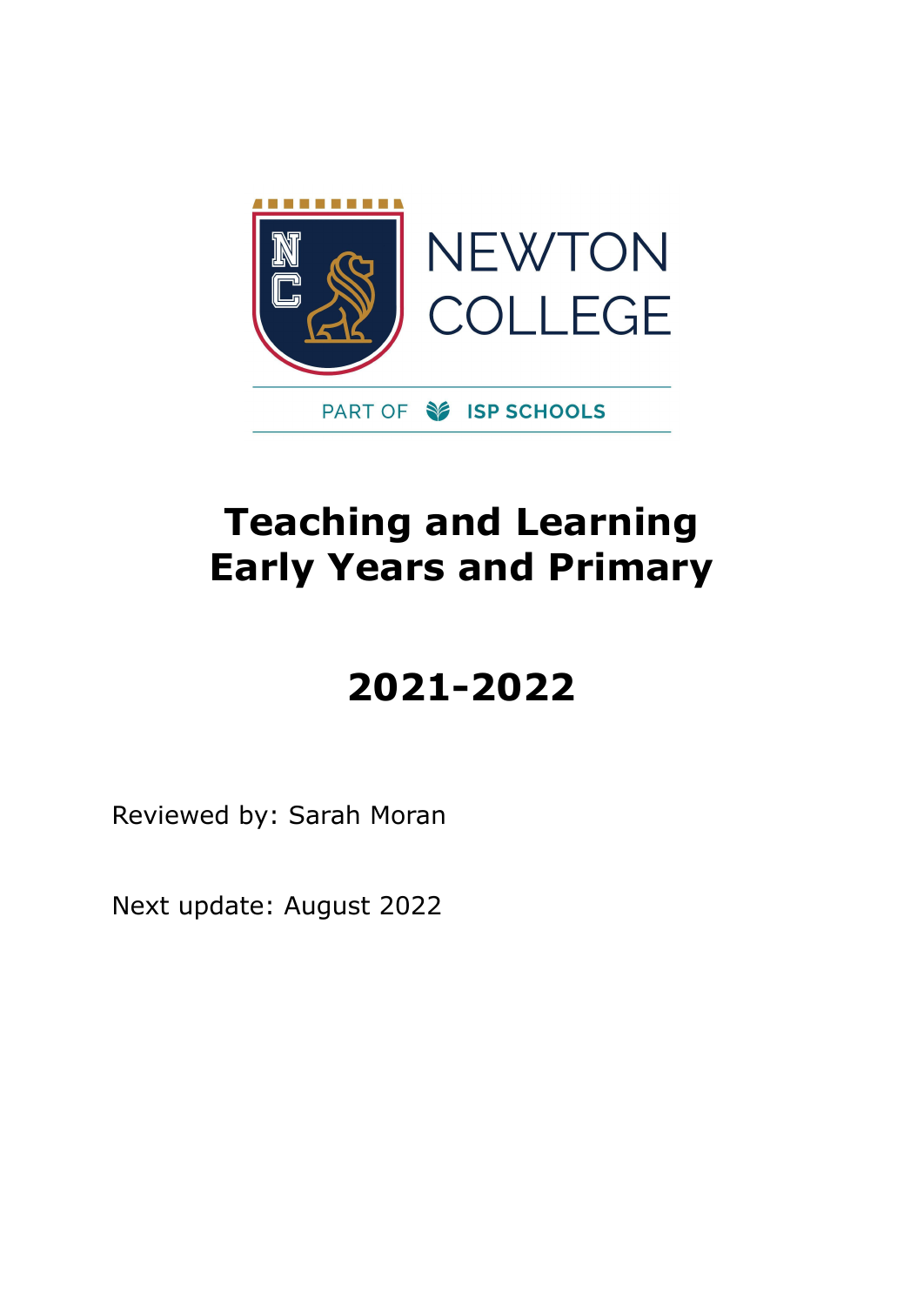NEWTON COLLEGE

PART OF ISP SCHOOLS

# Teaching and Learning Early Years and Primary

# 2021-2022

Reviewed by: Sarah Moran

Next update: August 2022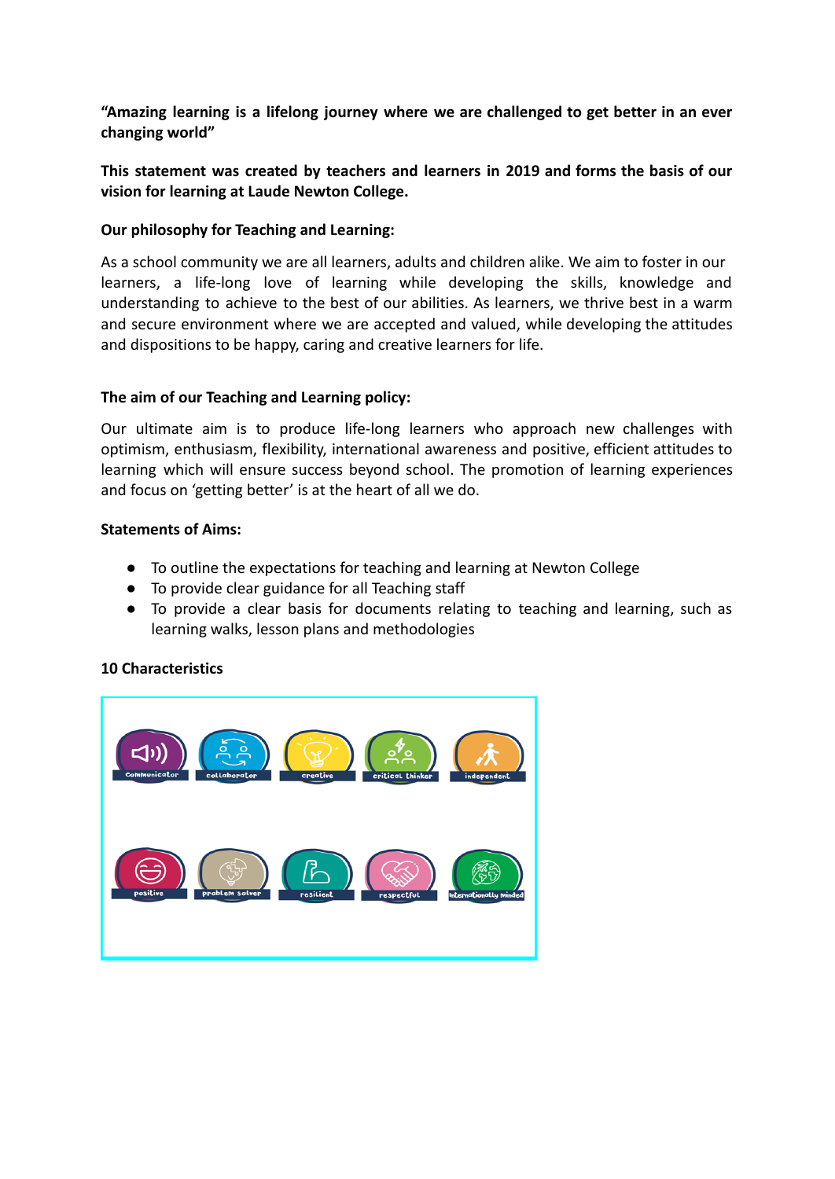**"Amazing learning is a lifelong journey where we are challenged to get better in an ever changing world"**

**This statement was created by teachers and learners in 2019 and forms the basis of our vision for learning at Laude Newton College.**

**Our philosophy for Teaching and Learning:**

As a school community we are all learners, adults and children alike. We aim to foster in our learners, a life-long love of learning while developing the skills, knowledge and understanding to achieve to the best of our abilities. As learners, we thrive best in a warm and secure environment where we are accepted and valued, while developing the attitudes and dispositions to be happy, caring and creative learners for life.

**The aim of our Teaching and Learning policy:**

Our ultimate aim is to produce life-long learners who approach new challenges with optimism, enthusiasm, flexibility, international awareness and positive, efficient attitudes to learning which will ensure success beyond school. The promotion of learning experiences and focus on 'getting better' is at the heart of all we do.

**Statements of Aims:**

- To outline the expectations for teaching and learning at Newton College
- To provide clear guidance for all Teaching staff
- To provide a clear basis for documents relating to teaching and learning, such as learning walks, lesson plans and methodologies

**10 Characteristics**

communicator, collaborator, creative, critical thinker, independent, positive, problem solver, resilient, respectful, internationally minded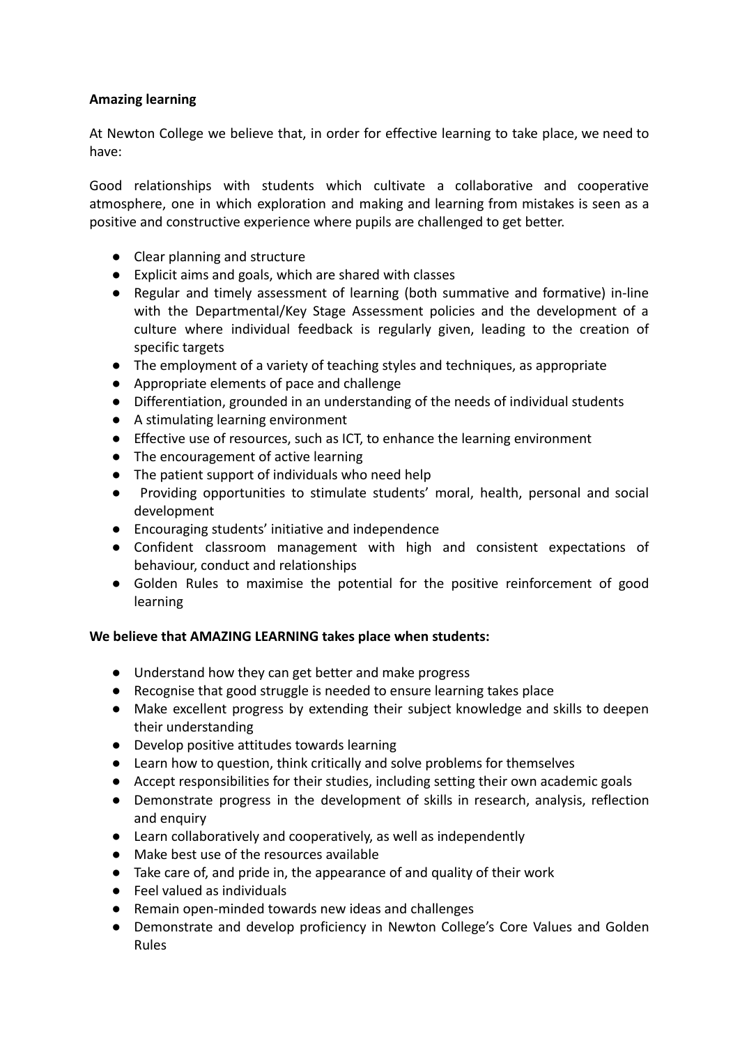**Amazing learning**

At Newton College we believe that, in order for effective learning to take place, we need to have:

Good relationships with students which cultivate a collaborative and cooperative atmosphere, one in which exploration and making and learning from mistakes is seen as a positive and constructive experience where pupils are challenged to get better.

- Clear planning and structure
- Explicit aims and goals, which are shared with classes
- Regular and timely assessment of learning (both summative and formative) in-line with the Departmental/Key Stage Assessment policies and the development of a culture where individual feedback is regularly given, leading to the creation of specific targets
- The employment of a variety of teaching styles and techniques, as appropriate
- Appropriate elements of pace and challenge
- Differentiation, grounded in an understanding of the needs of individual students
- A stimulating learning environment
- Effective use of resources, such as ICT, to enhance the learning environment
- The encouragement of active learning
- The patient support of individuals who need help
- Providing opportunities to stimulate students' moral, health, personal and social development
- Encouraging students' initiative and independence
- Confident classroom management with high and consistent expectations of behaviour, conduct and relationships
- Golden Rules to maximise the potential for the positive reinforcement of good learning

**We believe that AMAZING LEARNING takes place when students:**

- Understand how they can get better and make progress
- Recognise that good struggle is needed to ensure learning takes place
- Make excellent progress by extending their subject knowledge and skills to deepen their understanding
- Develop positive attitudes towards learning
- Learn how to question, think critically and solve problems for themselves
- Accept responsibilities for their studies, including setting their own academic goals
- Demonstrate progress in the development of skills in research, analysis, reflection and enquiry
- Learn collaboratively and cooperatively, as well as independently
- Make best use of the resources available
- Take care of, and pride in, the appearance of and quality of their work
- Feel valued as individuals
- Remain open-minded towards new ideas and challenges
- Demonstrate and develop proficiency in Newton College's Core Values and Golden Rules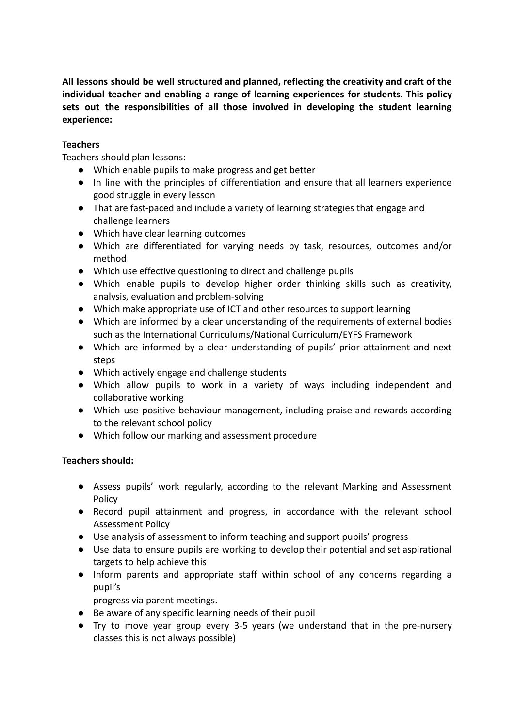**All lessons should be well structured and planned, reflecting the creativity and craft of the individual teacher and enabling a range of learning experiences for students. This policy sets out the responsibilities of all those involved in developing the student learning experience:**

**Teachers**

Teachers should plan lessons:

- Which enable pupils to make progress and get better
- In line with the principles of differentiation and ensure that all learners experience good struggle in every lesson
- That are fast-paced and include a variety of learning strategies that engage and challenge learners
- Which have clear learning outcomes
- Which are differentiated for varying needs by task, resources, outcomes and/or method
- Which use effective questioning to direct and challenge pupils
- Which enable pupils to develop higher order thinking skills such as creativity, analysis, evaluation and problem-solving
- Which make appropriate use of ICT and other resources to support learning
- Which are informed by a clear understanding of the requirements of external bodies such as the International Curriculums/National Curriculum/EYFS Framework
- Which are informed by a clear understanding of pupils' prior attainment and next steps
- Which actively engage and challenge students
- Which allow pupils to work in a variety of ways including independent and collaborative working
- Which use positive behaviour management, including praise and rewards according to the relevant school policy
- Which follow our marking and assessment procedure

**Teachers should:**

- Assess pupils' work regularly, according to the relevant Marking and Assessment Policy
- Record pupil attainment and progress, in accordance with the relevant school Assessment Policy
- Use analysis of assessment to inform teaching and support pupils' progress
- Use data to ensure pupils are working to develop their potential and set aspirational targets to help achieve this
- Inform parents and appropriate staff within school of any concerns regarding a pupil's progress via parent meetings.
- Be aware of any specific learning needs of their pupil
- Try to move year group every 3-5 years (we understand that in the pre-nursery classes this is not always possible)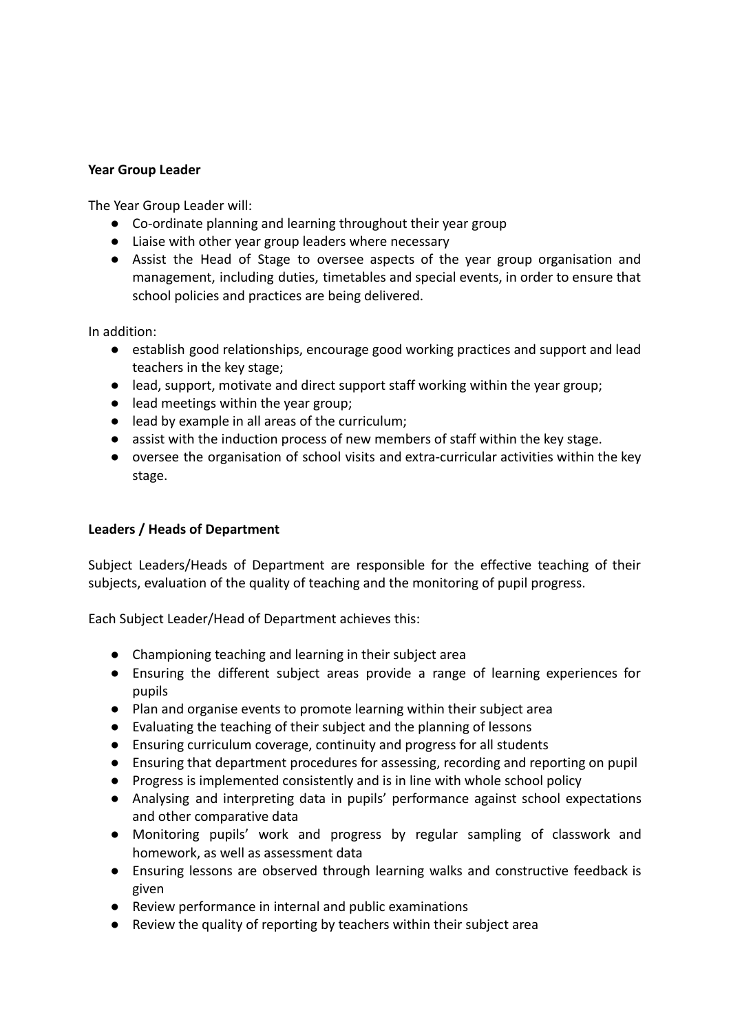**Year Group Leader**

The Year Group Leader will:

- Co-ordinate planning and learning throughout their year group
- Liaise with other year group leaders where necessary
- Assist the Head of Stage to oversee aspects of the year group organisation and management, including duties, timetables and special events, in order to ensure that school policies and practices are being delivered.

In addition:

- establish good relationships, encourage good working practices and support and lead teachers in the key stage;
- lead, support, motivate and direct support staff working within the year group;
- lead meetings within the year group;
- lead by example in all areas of the curriculum;
- assist with the induction process of new members of staff within the key stage.
- oversee the organisation of school visits and extra-curricular activities within the key stage.

**Leaders / Heads of Department**

Subject Leaders/Heads of Department are responsible for the effective teaching of their subjects, evaluation of the quality of teaching and the monitoring of pupil progress.

Each Subject Leader/Head of Department achieves this:

- Championing teaching and learning in their subject area
- Ensuring the different subject areas provide a range of learning experiences for pupils
- Plan and organise events to promote learning within their subject area
- Evaluating the teaching of their subject and the planning of lessons
- Ensuring curriculum coverage, continuity and progress for all students
- Ensuring that department procedures for assessing, recording and reporting on pupil
- Progress is implemented consistently and is in line with whole school policy
- Analysing and interpreting data in pupils' performance against school expectations and other comparative data
- Monitoring pupils' work and progress by regular sampling of classwork and homework, as well as assessment data
- Ensuring lessons are observed through learning walks and constructive feedback is given
- Review performance in internal and public examinations
- Review the quality of reporting by teachers within their subject area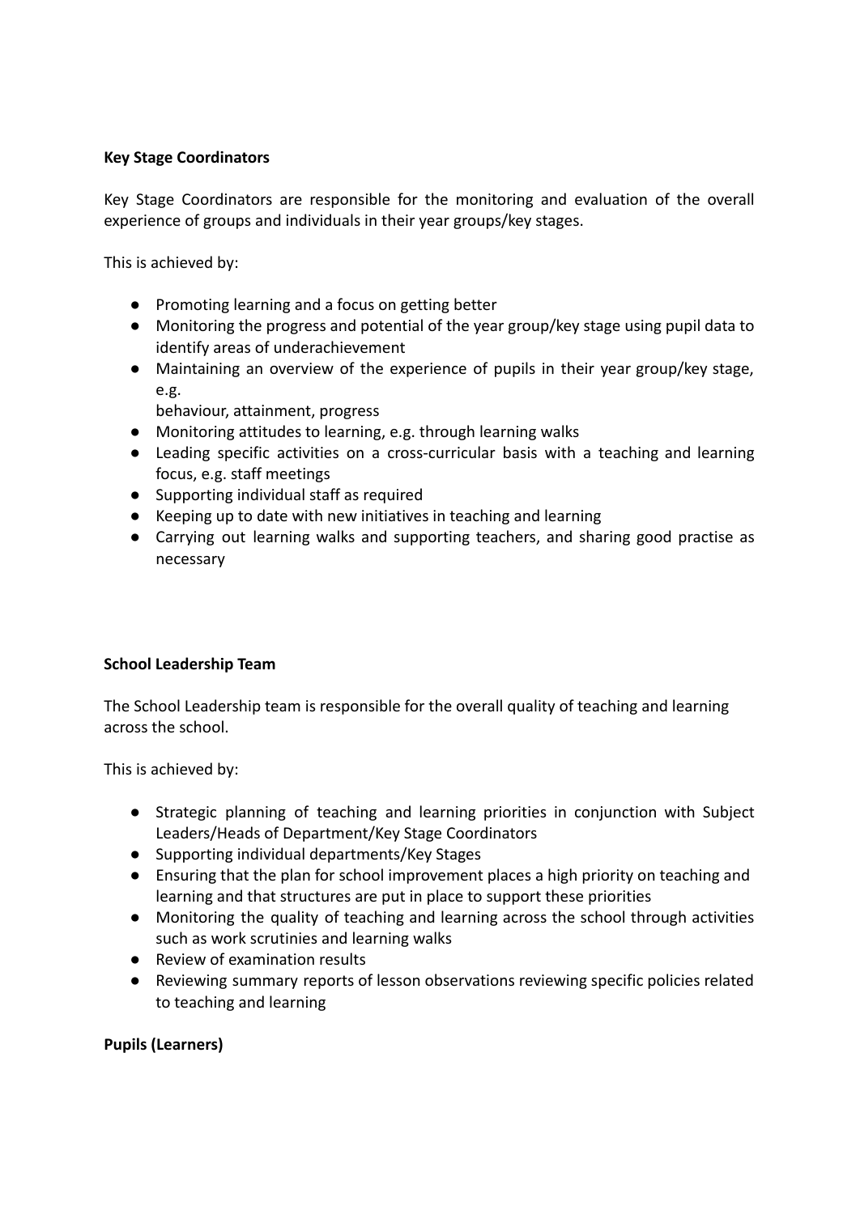**Key Stage Coordinators**

Key Stage Coordinators are responsible for the monitoring and evaluation of the overall experience of groups and individuals in their year groups/key stages.

This is achieved by:

- Promoting learning and a focus on getting better
- Monitoring the progress and potential of the year group/key stage using pupil data to identify areas of underachievement
- Maintaining an overview of the experience of pupils in their year group/key stage, e.g.
  behaviour, attainment, progress
- Monitoring attitudes to learning, e.g. through learning walks
- Leading specific activities on a cross-curricular basis with a teaching and learning focus, e.g. staff meetings
- Supporting individual staff as required
- Keeping up to date with new initiatives in teaching and learning
- Carrying out learning walks and supporting teachers, and sharing good practise as necessary

**School Leadership Team**

The School Leadership team is responsible for the overall quality of teaching and learning across the school.

This is achieved by:

- Strategic planning of teaching and learning priorities in conjunction with Subject Leaders/Heads of Department/Key Stage Coordinators
- Supporting individual departments/Key Stages
- Ensuring that the plan for school improvement places a high priority on teaching and learning and that structures are put in place to support these priorities
- Monitoring the quality of teaching and learning across the school through activities such as work scrutinies and learning walks
- Review of examination results
- Reviewing summary reports of lesson observations reviewing specific policies related to teaching and learning

**Pupils (Learners)**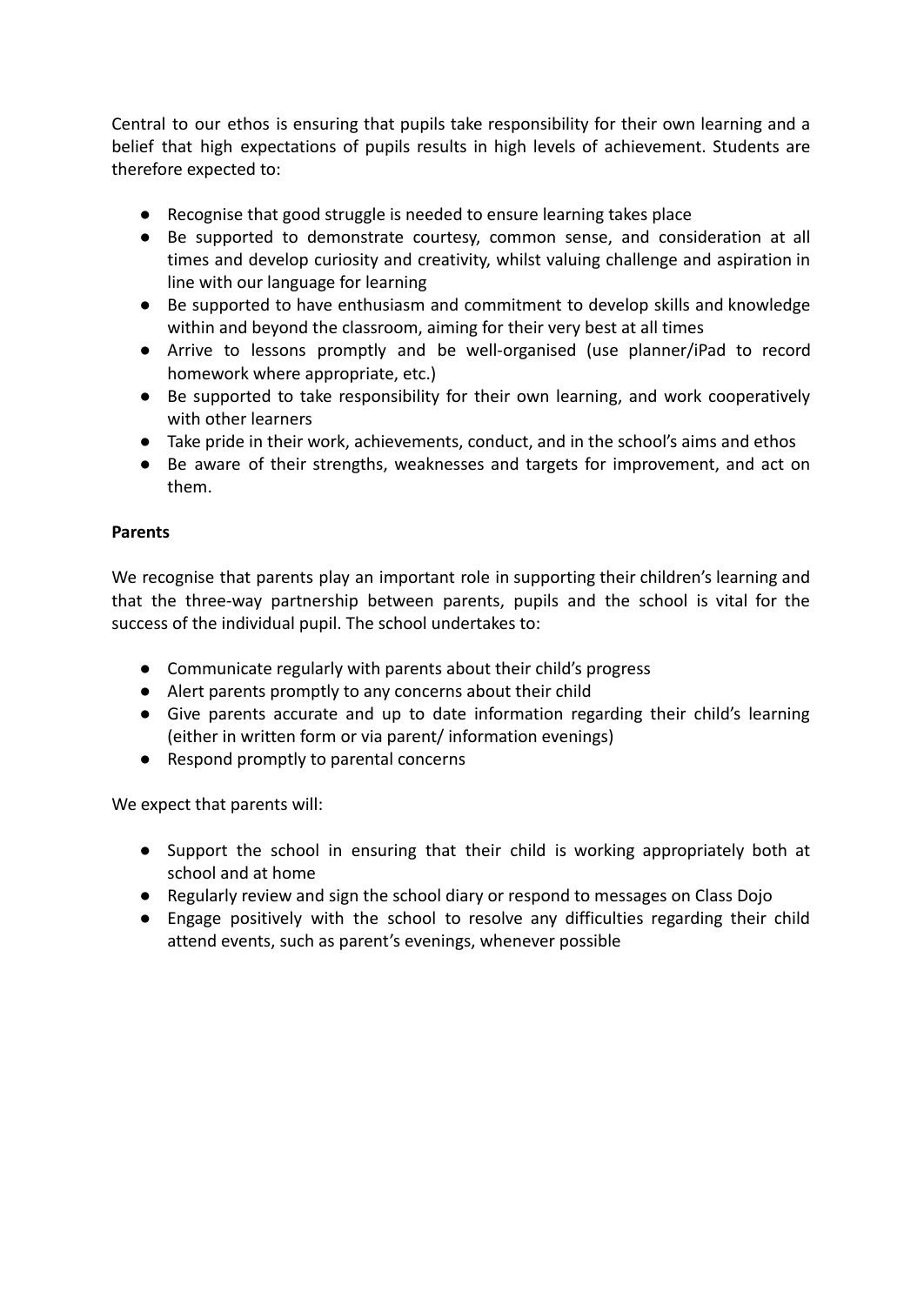Central to our ethos is ensuring that pupils take responsibility for their own learning and a belief that high expectations of pupils results in high levels of achievement. Students are therefore expected to:

- Recognise that good struggle is needed to ensure learning takes place
- Be supported to demonstrate courtesy, common sense, and consideration at all times and develop curiosity and creativity, whilst valuing challenge and aspiration in line with our language for learning
- Be supported to have enthusiasm and commitment to develop skills and knowledge within and beyond the classroom, aiming for their very best at all times
- Arrive to lessons promptly and be well-organised (use planner/iPad to record homework where appropriate, etc.)
- Be supported to take responsibility for their own learning, and work cooperatively with other learners
- Take pride in their work, achievements, conduct, and in the school's aims and ethos
- Be aware of their strengths, weaknesses and targets for improvement, and act on them.

**Parents**

We recognise that parents play an important role in supporting their children's learning and that the three-way partnership between parents, pupils and the school is vital for the success of the individual pupil. The school undertakes to:

- Communicate regularly with parents about their child's progress
- Alert parents promptly to any concerns about their child
- Give parents accurate and up to date information regarding their child's learning (either in written form or via parent/ information evenings)
- Respond promptly to parental concerns

We expect that parents will:

- Support the school in ensuring that their child is working appropriately both at school and at home
- Regularly review and sign the school diary or respond to messages on Class Dojo
- Engage positively with the school to resolve any difficulties regarding their child attend events, such as parent's evenings, whenever possible